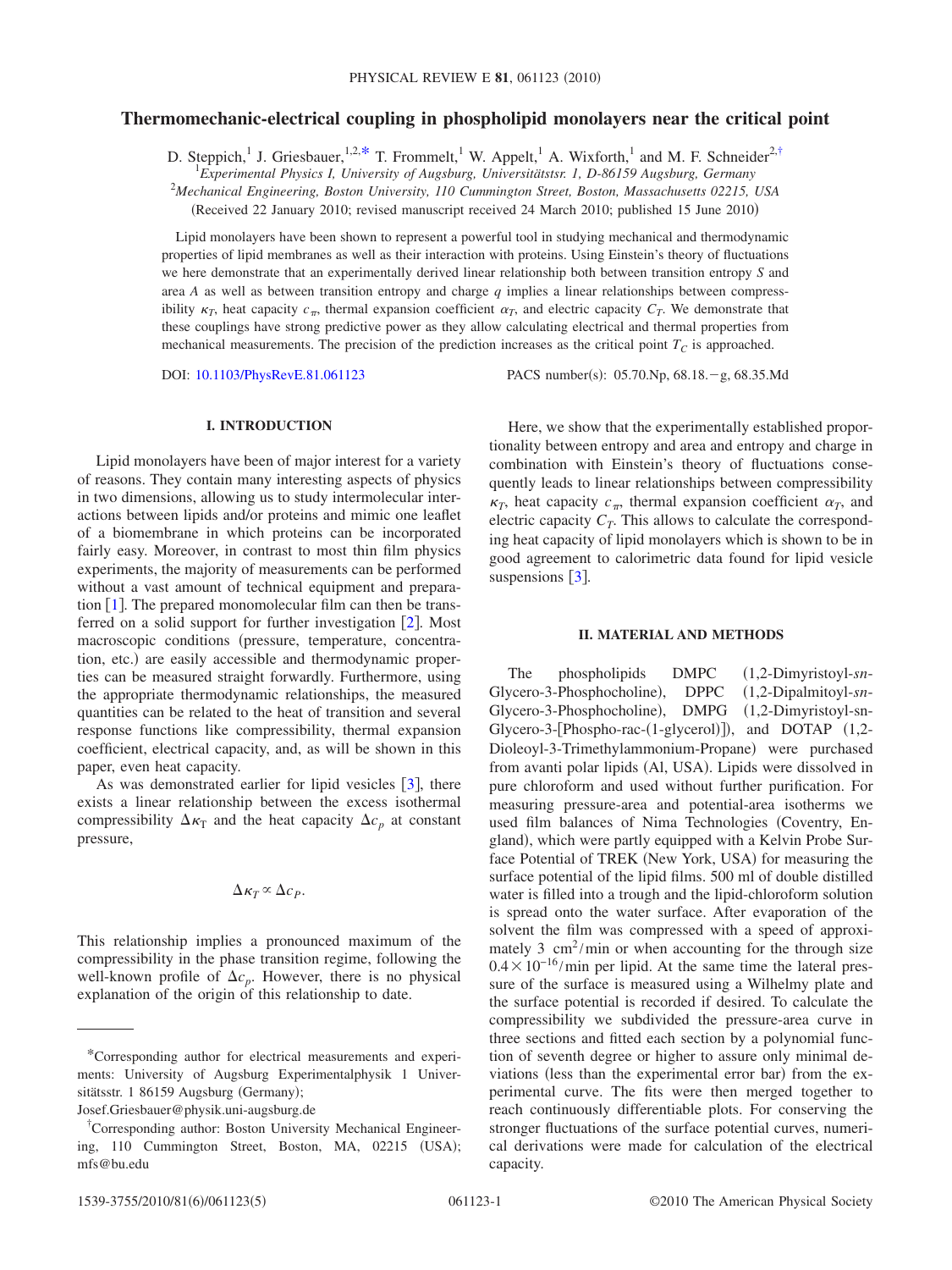# Thermomechanic-electrical coupling in phospholipid monolayers near the critical point

D. Steppich,[1] J. Griesbauer,[1,2,*] T. Frommelt,[1] W. Appelt,[1] A. Wixforth,[1] and M. F. Schneider[2,†]

[1]*Experimental Physics I, University of Augsburg, Universitätstsr. 1, D-86159 Augsburg, Germany*

[2]*Mechanical Engineering, Boston University, 110 Cummington Street, Boston, Massachusetts 02215, USA*

(Received 22 January 2010; revised manuscript received 24 March 2010; published 15 June 2010)

Lipid monolayers have been shown to represent a powerful tool in studying mechanical and thermodynamic properties of lipid membranes as well as their interaction with proteins. Using Einstein's theory of fluctuations we here demonstrate that an experimentally derived linear relationship both between transition entropy $S$ and area $A$ as well as between transition entropy and charge $q$ implies a linear relationships between compressibility $\kappa_T$, heat capacity $c_\pi$, thermal expansion coefficient $\alpha_T$, and electric capacity $C_T$. We demonstrate that these couplings have strong predictive power as they allow calculating electrical and thermal properties from mechanical measurements. The precision of the prediction increases as the critical point $T_C$ is approached.

DOI: 10.1103/PhysRevE.81.061123 PACS number(s): 05.70.Np, 68.18.−g, 68.35.Md

## I. INTRODUCTION

Lipid monolayers have been of major interest for a variety of reasons. They contain many interesting aspects of physics in two dimensions, allowing us to study intermolecular interactions between lipids and/or proteins and mimic one leaflet of a biomembrane in which proteins can be incorporated fairly easy. Moreover, in contrast to most thin film physics experiments, the majority of measurements can be performed without a vast amount of technical equipment and preparation [1]. The prepared monomolecular film can then be transferred on a solid support for further investigation [2]. Most macroscopic conditions (pressure, temperature, concentration, etc.) are easily accessible and thermodynamic properties can be measured straight forwardly. Furthermore, using the appropriate thermodynamic relationships, the measured quantities can be related to the heat of transition and several response functions like compressibility, thermal expansion coefficient, electrical capacity, and, as will be shown in this paper, even heat capacity.

As was demonstrated earlier for lipid vesicles [3], there exists a linear relationship between the excess isothermal compressibility $\Delta\kappa_T$ and the heat capacity $\Delta c_p$ at constant pressure,

$$\Delta\kappa_T \propto \Delta c_P.$$

This relationship implies a pronounced maximum of the compressibility in the phase transition regime, following the well-known profile of $\Delta c_p$. However, there is no physical explanation of the origin of this relationship to date.

Here, we show that the experimentally established proportionality between entropy and area and entropy and charge in combination with Einstein's theory of fluctuations consequently leads to linear relationships between compressibility $\kappa_T$, heat capacity $c_\pi$, thermal expansion coefficient $\alpha_T$, and electric capacity $C_T$. This allows to calculate the corresponding heat capacity of lipid monolayers which is shown to be in good agreement to calorimetric data found for lipid vesicle suspensions [3].

## II. MATERIAL AND METHODS

The phospholipids DMPC (1,2-Dimyristoyl-*sn*-Glycero-3-Phosphocholine), DPPC (1,2-Dipalmitoyl-*sn*-Glycero-3-Phosphocholine), DMPG (1,2-Dimyristoyl-sn-Glycero-3-[Phospho-rac-(1-glycerol)]), and DOTAP (1,2-Dioleoyl-3-Trimethylammonium-Propane) were purchased from avanti polar lipids (Al, USA). Lipids were dissolved in pure chloroform and used without further purification. For measuring pressure-area and potential-area isotherms we used film balances of Nima Technologies (Coventry, England), which were partly equipped with a Kelvin Probe Surface Potential of TREK (New York, USA) for measuring the surface potential of the lipid films. 500 ml of double distilled water is filled into a trough and the lipid-chloroform solution is spread onto the water surface. After evaporation of the solvent the film was compressed with a speed of approximately 3 $cm^2$/min or when accounting for the through size $0.4\times10^{-16}$/min per lipid. At the same time the lateral pressure of the surface is measured using a Wilhelmy plate and the surface potential is recorded if desired. To calculate the compressibility we subdivided the pressure-area curve in three sections and fitted each section by a polynomial function of seventh degree or higher to assure only minimal deviations (less than the experimental error bar) from the experimental curve. The fits were then merged together to reach continuously differentiable plots. For conserving the stronger fluctuations of the surface potential curves, numerical derivations were made for calculation of the electrical capacity.

---

*Corresponding author for electrical measurements and experiments: University of Augsburg Experimentalphysik 1 Universitätsstr. 1 86159 Augsburg (Germany); Josef.Griesbauer@physik.uni-augsburg.de

†Corresponding author: Boston University Mechanical Engineering, 110 Cummington Street, Boston, MA, 02215 (USA); mfs@bu.edu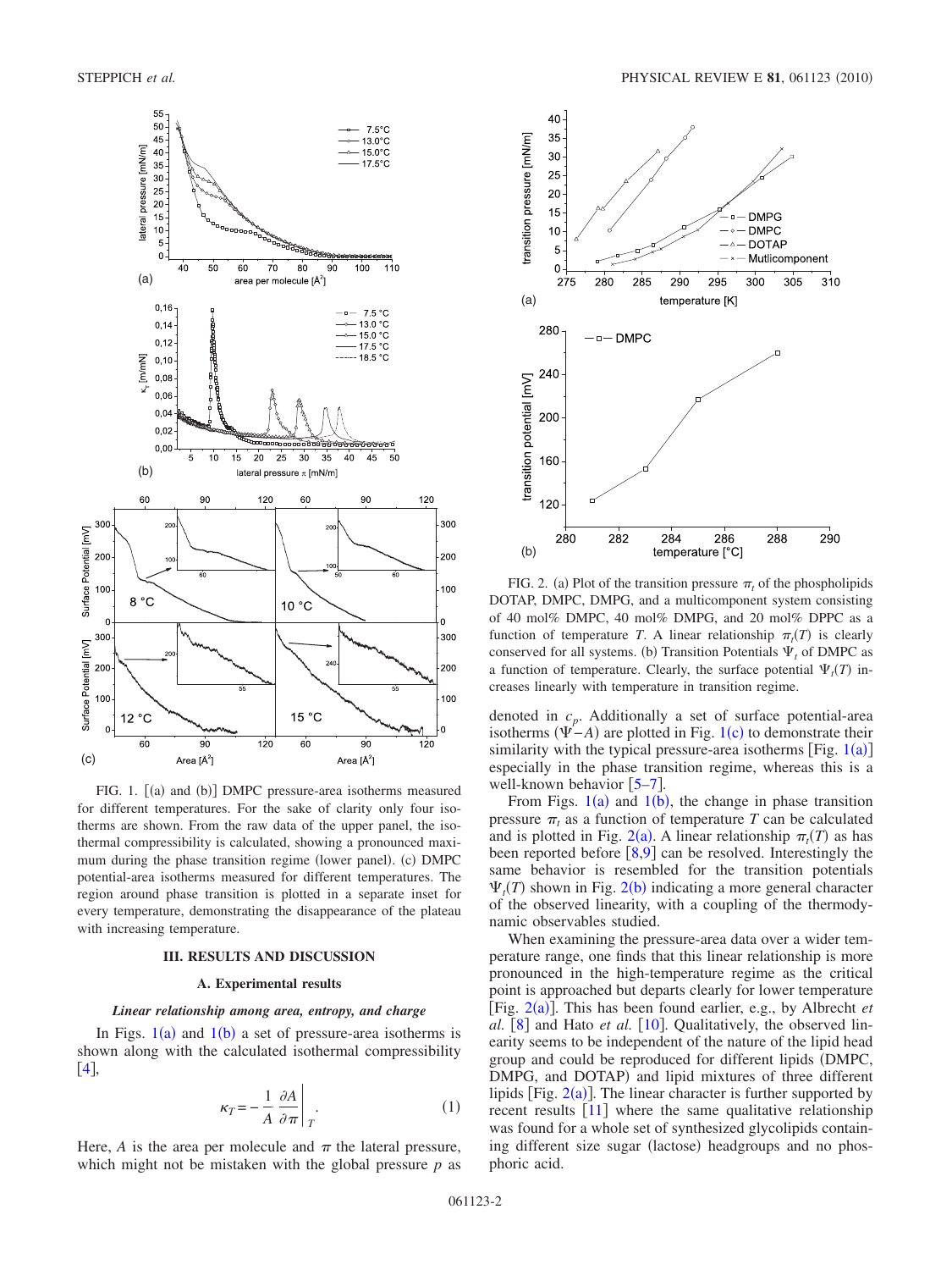FIG. 1. [(a) and (b)] DMPC pressure-area isotherms measured for different temperatures. For the sake of clarity only four isotherms are shown. From the raw data of the upper panel, the isothermal compressibility is calculated, showing a pronounced maximum during the phase transition regime (lower panel). (c) DMPC potential-area isotherms measured for different temperatures. The region around phase transition is plotted in a separate inset for every temperature, demonstrating the disappearance of the plateau with increasing temperature.

FIG. 2. (a) Plot of the transition pressure $\pi_t$ of the phospholipids DOTAP, DMPC, DMPG, and a multicomponent system consisting of 40 mol% DMPC, 40 mol% DMPG, and 20 mol% DPPC as a function of temperature $T$. A linear relationship $\pi_t(T)$ is clearly conserved for all systems. (b) Transition Potentials $\Psi_t$ of DMPC as a function of temperature. Clearly, the surface potential $\Psi_t(T)$ increases linearly with temperature in transition regime.

## III. RESULTS AND DISCUSSION

### A. Experimental results

***Linear relationship among area, entropy, and charge***

In Figs. 1(a) and 1(b) a set of pressure-area isotherms is shown along with the calculated isothermal compressibility [4],

$$\kappa_T = -\frac{1}{A}\frac{\partial A}{\partial \pi}\bigg|_T. \tag{1}$$

Here, $A$ is the area per molecule and $\pi$ the lateral pressure, which might not be mistaken with the global pressure $p$ as denoted in $c_p$. Additionally a set of surface potential-area isotherms ($\Psi - A$) are plotted in Fig. 1(c) to demonstrate their similarity with the typical pressure-area isotherms [Fig. 1(a)] especially in the phase transition regime, whereas this is a well-known behavior [5–7].

From Figs. 1(a) and 1(b), the change in phase transition pressure $\pi_t$ as a function of temperature $T$ can be calculated and is plotted in Fig. 2(a). A linear relationship $\pi_t(T)$ as has been reported before [8,9] can be resolved. Interestingly the same behavior is resembled for the transition potentials $\Psi_t(T)$ shown in Fig. 2(b) indicating a more general character of the observed linearity, with a coupling of the thermodynamic observables studied.

When examining the pressure-area data over a wider temperature range, one finds that this linear relationship is more pronounced in the high-temperature regime as the critical point is approached but departs clearly for lower temperature [Fig. 2(a)]. This has been found earlier, e.g., by Albrecht *et al.* [8] and Hato *et al.* [10]. Qualitatively, the observed linearity seems to be independent of the nature of the lipid head group and could be reproduced for different lipids (DMPC, DMPG, and DOTAP) and lipid mixtures of three different lipids [Fig. 2(a)]. The linear character is further supported by recent results [11] where the same qualitative relationship was found for a whole set of synthesized glycolipids containing different size sugar (lactose) headgroups and no phosphoric acid.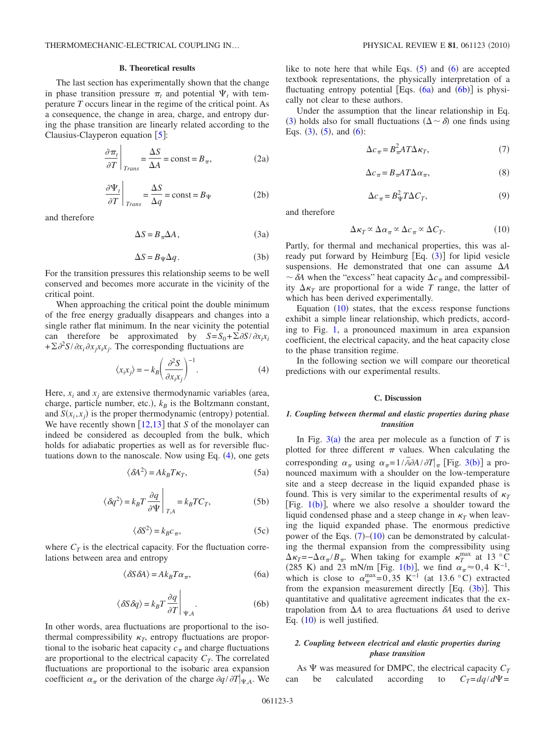### B. Theoretical results

The last section has experimentally shown that the change in phase transition pressure $\pi_t$ and potential $\Psi_t$ with temperature $T$ occurs linear in the regime of the critical point. As a consequence, the change in area, charge, and entropy during the phase transition are linearly related according to the Clausius-Clayperon equation [5]:

$$\left.\frac{\partial \pi_t}{\partial T}\right|_{Trans} = \frac{\Delta S}{\Delta A} = \text{const} = B_\pi, \tag{2a}$$

$$\left.\frac{\partial \Psi_t}{\partial T}\right|_{Trans} = \frac{\Delta S}{\Delta q} = \text{const} = B_\Psi \tag{2b}$$

and therefore

$$\Delta S = B_\pi \Delta A, \tag{3a}$$

$$\Delta S = B_\Psi \Delta q. \tag{3b}$$

For the transition pressures this relationship seems to be well conserved and becomes more accurate in the vicinity of the critical point.

When approaching the critical point the double minimum of the free energy gradually disappears and changes into a single rather flat minimum. In the near vicinity the potential can therefore be approximated by $S = S_0 + \Sigma \partial S/\partial x_i x_i + \Sigma \partial^2 S/\partial x_i \partial x_j x_i x_j$. The corresponding fluctuations are

$$\langle x_i x_j \rangle = -k_B \left( \frac{\partial^2 S}{\partial x_i x_j} \right)^{-1}. \tag{4}$$

Here, $x_i$ and $x_j$ are extensive thermodynamic variables (area, charge, particle number, etc.), $k_B$ is the Boltzmann constant, and $S(x_i, x_j)$ is the proper thermodynamic (entropy) potential. We have recently shown [12,13] that $S$ of the monolayer can indeed be considered as decoupled from the bulk, which holds for adiabatic properties as well as for reversible fluctuations down to the nanoscale. Now using Eq. (4), one gets

$$\langle \delta A^2 \rangle = A k_B T \kappa_T, \tag{5a}$$

$$\langle \delta q^2 \rangle = k_B T \left.\frac{\partial q}{\partial \Psi}\right|_{T,A} = k_B T C_T, \tag{5b}$$

$$\langle \delta S^2 \rangle = k_B c_\pi, \tag{5c}$$

where $C_T$ is the electrical capacity. For the fluctuation correlations between area and entropy

$$\langle \delta S \delta A \rangle = A k_B T \alpha_\pi, \tag{6a}$$

$$\langle \delta S \delta q \rangle = k_B T \left.\frac{\partial q}{\partial T}\right|_{\Psi,A}. \tag{6b}$$

In other words, area fluctuations are proportional to the isothermal compressibility $\kappa_T$, entropy fluctuations are proportional to the isobaric heat capacity $c_\pi$ and charge fluctuations are proportional to the electrical capacity $C_T$. The correlated fluctuations are proportional to the isobaric area expansion coefficient $\alpha_\pi$ or the derivation of the charge $\partial q/\partial T|_{\Psi,A}$. We like to note here that while Eqs. (5) and (6) are accepted textbook representations, the physically interpretation of a fluctuating entropy potential [Eqs. (6a) and (6b)] is physically not clear to these authors.

Under the assumption that the linear relationship in Eq. (3) holds also for small fluctuations ($\Delta \sim \delta$) one finds using Eqs. (3), (5), and (6):

$$\Delta c_\pi = B_\pi^2 A T \Delta \kappa_T, \tag{7}$$

$$\Delta c_\pi = B_\pi A T \Delta \alpha_\pi, \tag{8}$$

$$\Delta c_\pi = B_\Psi^2 T \Delta C_T, \tag{9}$$

and therefore

$$\Delta \kappa_T \propto \Delta \alpha_\pi \propto \Delta c_\pi \propto \Delta C_T. \tag{10}$$

Partly, for thermal and mechanical properties, this was already put forward by Heimburg [Eq. (3)] for lipid vesicle suspensions. He demonstrated that one can assume $\Delta A \sim \delta A$ when the "excess" heat capacity $\Delta c_\pi$ and compressibility $\Delta \kappa_T$ are proportional for a wide $T$ range, the latter of which has been derived experimentally.

Equation (10) states, that the excess response functions exhibit a simple linear relationship, which predicts, according to Fig. 1, a pronounced maximum in area expansion coefficient, the electrical capacity, and the heat capacity close to the phase transition regime.

In the following section we will compare our theoretical predictions with our experimental results.

### C. Discussion

#### 1. Coupling between thermal and elastic properties during phase transition

In Fig. 3(a) the area per molecule as a function of $T$ is plotted for three different $\pi$ values. When calculating the corresponding $\alpha_\pi$ using $\alpha_\pi = 1/\bar{A} \partial A/\partial T|_\pi$ [Fig. 3(b)] a pronounced maximum with a shoulder on the low-temperature site and a steep decrease in the liquid expanded phase is found. This is very similar to the experimental results of $\kappa_T$ [Fig. 1(b)], where we also resolve a shoulder toward the liquid condensed phase and a steep change in $\kappa_T$ when leaving the liquid expanded phase. The enormous predictive power of the Eqs. (7)–(10) can be demonstrated by calculating the thermal expansion from the compressibility using $\Delta \kappa_T = -\Delta \alpha_\pi / B_\pi$. When taking for example $\kappa_T^{\max}$ at 13 °C (285 K) and 23 mN/m [Fig. 1(b)], we find $\alpha_\pi \approx 0{,}4$ $\text{K}^{-1}$, which is close to $\alpha_\pi^{\max} = 0{,}35$ $\text{K}^{-1}$ (at 13.6 °C) extracted from the expansion measurement directly [Eq. (3b)]. This quantitative and qualitative agreement indicates that the extrapolation from $\Delta A$ to area fluctuations $\delta A$ used to derive Eq. (10) is well justified.

#### 2. Coupling between electrical and elastic properties during phase transition

As $\Psi$ was measured for DMPC, the electrical capacity $C_T$ can be calculated according to $C_T = dq/d\Psi =$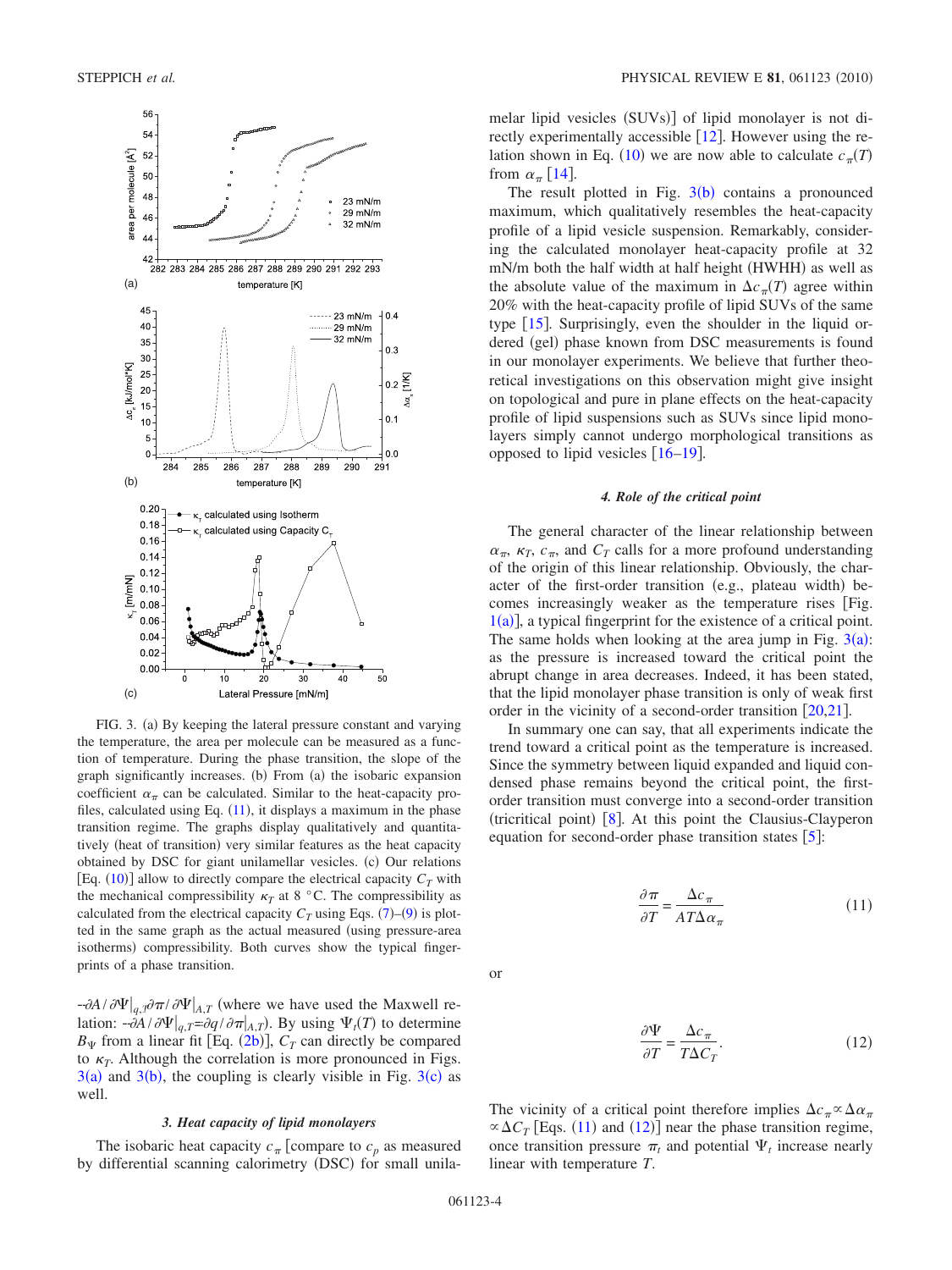FIG. 3. (a) By keeping the lateral pressure constant and varying the temperature, the area per molecule can be measured as a function of temperature. During the phase transition, the slope of the graph significantly increases. (b) From (a) the isobaric expansion coefficient $\alpha_\pi$ can be calculated. Similar to the heat-capacity profiles, calculated using Eq. (11), it displays a maximum in the phase transition regime. The graphs display qualitatively and quantitatively (heat of transition) very similar features as the heat capacity obtained by DSC for giant unilamellar vesicles. (c) Our relations [Eq. (10)] allow to directly compare the electrical capacity $C_T$ with the mechanical compressibility $\kappa_T$ at 8 °C. The compressibility as calculated from the electrical capacity $C_T$ using Eqs. (7)–(9) is plotted in the same graph as the actual measured (using pressure-area isotherms) compressibility. Both curves show the typical fingerprints of a phase transition.

$-\partial A/\partial\Psi|_{q,T}\partial\pi/\partial\Psi|_{A,T}$ (where we have used the Maxwell relation: $-\partial A/\partial\Psi|_{q,T}=\partial q/\partial\pi|_{A,T}$). By using $\Psi_t(T)$ to determine $B_\Psi$ from a linear fit [Eq. (2b)], $C_T$ can directly be compared to $\kappa_T$. Although the correlation is more pronounced in Figs. 3(a) and 3(b), the coupling is clearly visible in Fig. 3(c) as well.

### 3. Heat capacity of lipid monolayers

The isobaric heat capacity $c_\pi$ [compare to $c_p$ as measured by differential scanning calorimetry (DSC) for small unilamelar lipid vesicles (SUVs)] of lipid monolayer is not directly experimentally accessible [12]. However using the relation shown in Eq. (10) we are now able to calculate $c_\pi(T)$ from $\alpha_\pi$ [14].

The result plotted in Fig. 3(b) contains a pronounced maximum, which qualitatively resembles the heat-capacity profile of a lipid vesicle suspension. Remarkably, considering the calculated monolayer heat-capacity profile at 32 mN/m both the half width at half height (HWHH) as well as the absolute value of the maximum in $\Delta c_\pi(T)$ agree within 20% with the heat-capacity profile of lipid SUVs of the same type [15]. Surprisingly, even the shoulder in the liquid ordered (gel) phase known from DSC measurements is found in our monolayer experiments. We believe that further theoretical investigations on this observation might give insight on topological and pure in plane effects on the heat-capacity profile of lipid suspensions such as SUVs since lipid monolayers simply cannot undergo morphological transitions as opposed to lipid vesicles [16–19].

### 4. Role of the critical point

The general character of the linear relationship between $\alpha_\pi$, $\kappa_T$, $c_\pi$, and $C_T$ calls for a more profound understanding of the origin of this linear relationship. Obviously, the character of the first-order transition (e.g., plateau width) becomes increasingly weaker as the temperature rises [Fig. 1(a)], a typical fingerprint for the existence of a critical point. The same holds when looking at the area jump in Fig. 3(a): as the pressure is increased toward the critical point the abrupt change in area decreases. Indeed, it has been stated, that the lipid monolayer phase transition is only of weak first order in the vicinity of a second-order transition [20,21].

In summary one can say, that all experiments indicate the trend toward a critical point as the temperature is increased. Since the symmetry between liquid expanded and liquid condensed phase remains beyond the critical point, the first-order transition must converge into a second-order transition (tricritical point) [8]. At this point the Clausius-Clayperon equation for second-order phase transition states [5]:

$$\frac{\partial\pi}{\partial T}=\frac{\Delta c_\pi}{AT\Delta\alpha_\pi} \tag{11}$$

or

$$\frac{\partial\Psi}{\partial T}=\frac{\Delta c_\pi}{T\Delta C_T}. \tag{12}$$

The vicinity of a critical point therefore implies $\Delta c_\pi \propto \Delta\alpha_\pi \propto \Delta C_T$ [Eqs. (11) and (12)] near the phase transition regime, once transition pressure $\pi_t$ and potential $\Psi_t$ increase nearly linear with temperature $T$.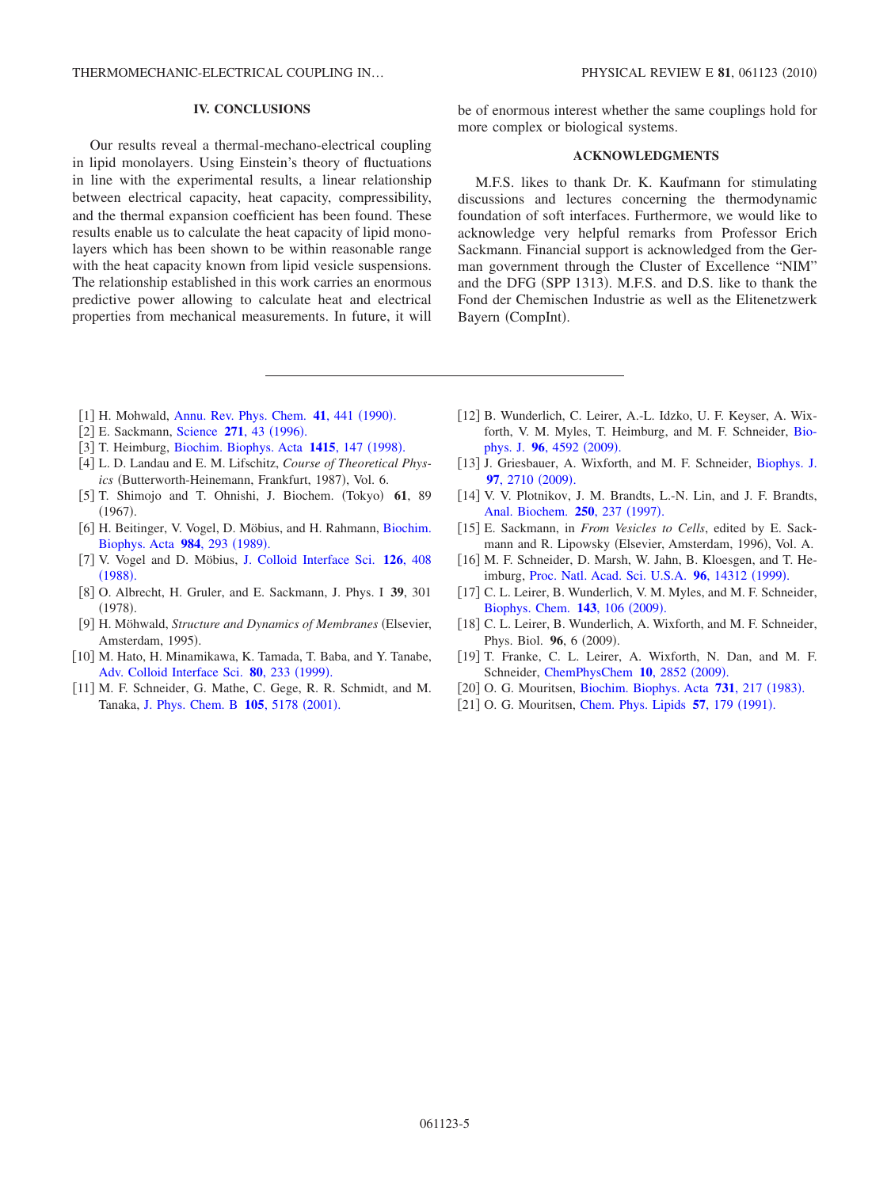## IV. CONCLUSIONS

Our results reveal a thermal-mechano-electrical coupling in lipid monolayers. Using Einstein's theory of fluctuations in line with the experimental results, a linear relationship between electrical capacity, heat capacity, compressibility, and the thermal expansion coefficient has been found. These results enable us to calculate the heat capacity of lipid monolayers which has been shown to be within reasonable range with the heat capacity known from lipid vesicle suspensions. The relationship established in this work carries an enormous predictive power allowing to calculate heat and electrical properties from mechanical measurements. In future, it will be of enormous interest whether the same couplings hold for more complex or biological systems.

## ACKNOWLEDGMENTS

M.F.S. likes to thank Dr. K. Kaufmann for stimulating discussions and lectures concerning the thermodynamic foundation of soft interfaces. Furthermore, we would like to acknowledge very helpful remarks from Professor Erich Sackmann. Financial support is acknowledged from the German government through the Cluster of Excellence "NIM" and the DFG (SPP 1313). M.F.S. and D.S. like to thank the Fond der Chemischen Industrie as well as the Elitenetzwerk Bayern (CompInt).

---

[1] H. Mohwald, Annu. Rev. Phys. Chem. **41**, 441 (1990).
[2] E. Sackmann, Science **271**, 43 (1996).
[3] T. Heimburg, Biochim. Biophys. Acta **1415**, 147 (1998).
[4] L. D. Landau and E. M. Lifschitz, *Course of Theoretical Physics* (Butterworth-Heinemann, Frankfurt, 1987), Vol. 6.
[5] T. Shimojo and T. Ohnishi, J. Biochem. (Tokyo) **61**, 89 (1967).
[6] H. Beitinger, V. Vogel, D. Möbius, and H. Rahmann, Biochim. Biophys. Acta **984**, 293 (1989).
[7] V. Vogel and D. Möbius, J. Colloid Interface Sci. **126**, 408 (1988).
[8] O. Albrecht, H. Gruler, and E. Sackmann, J. Phys. I **39**, 301 (1978).
[9] H. Möhwald, *Structure and Dynamics of Membranes* (Elsevier, Amsterdam, 1995).
[10] M. Hato, H. Minamikawa, K. Tamada, T. Baba, and Y. Tanabe, Adv. Colloid Interface Sci. **80**, 233 (1999).
[11] M. F. Schneider, G. Mathe, C. Gege, R. R. Schmidt, and M. Tanaka, J. Phys. Chem. B **105**, 5178 (2001).
[12] B. Wunderlich, C. Leirer, A.-L. Idzko, U. F. Keyser, A. Wixforth, V. M. Myles, T. Heimburg, and M. F. Schneider, Biophys. J. **96**, 4592 (2009).
[13] J. Griesbauer, A. Wixforth, and M. F. Schneider, Biophys. J. **97**, 2710 (2009).
[14] V. V. Plotnikov, J. M. Brandts, L.-N. Lin, and J. F. Brandts, Anal. Biochem. **250**, 237 (1997).
[15] E. Sackmann, in *From Vesicles to Cells*, edited by E. Sackmann and R. Lipowsky (Elsevier, Amsterdam, 1996), Vol. A.
[16] M. F. Schneider, D. Marsh, W. Jahn, B. Kloesgen, and T. Heimburg, Proc. Natl. Acad. Sci. U.S.A. **96**, 14312 (1999).
[17] C. L. Leirer, B. Wunderlich, V. M. Myles, and M. F. Schneider, Biophys. Chem. **143**, 106 (2009).
[18] C. L. Leirer, B. Wunderlich, A. Wixforth, and M. F. Schneider, Phys. Biol. **96**, 6 (2009).
[19] T. Franke, C. L. Leirer, A. Wixforth, N. Dan, and M. F. Schneider, ChemPhysChem **10**, 2852 (2009).
[20] O. G. Mouritsen, Biochim. Biophys. Acta **731**, 217 (1983).
[21] O. G. Mouritsen, Chem. Phys. Lipids **57**, 179 (1991).